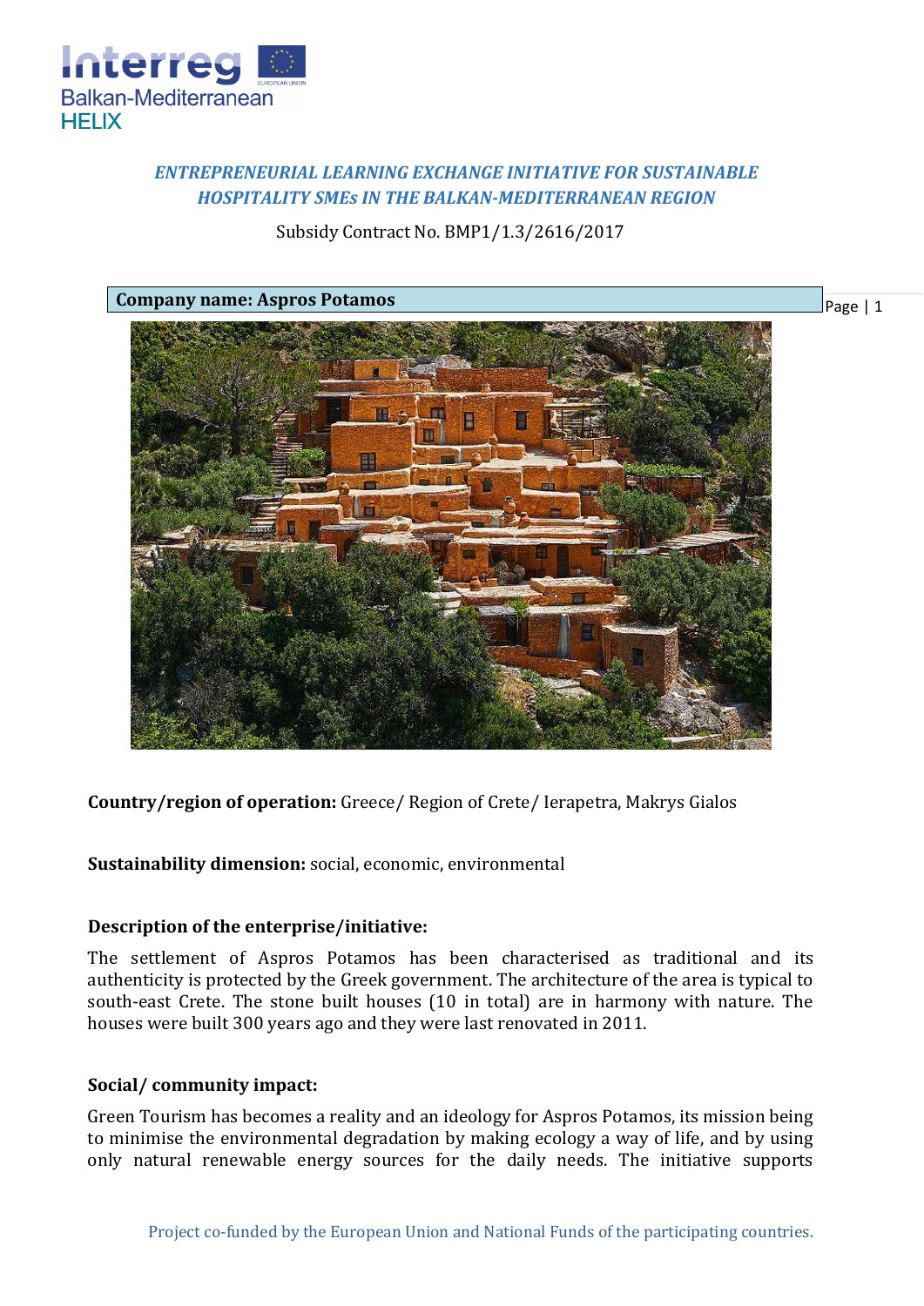*ENTREPRENEURIAL LEARNING EXCHANGE INITIATIVE FOR SUSTAINABLE HOSPITALITY SMEs IN THE BALKAN-MEDITERRANEAN REGION*

Subsidy Contract No. BMP1/1.3/2616/2017

**Company name: Aspros Potamos**

**Country/region of operation:** Greece/ Region of Crete/ Ierapetra, Makrys Gialos

**Sustainability dimension:** social, economic, environmental

**Description of the enterprise/initiative:**

The settlement of Aspros Potamos has been characterised as traditional and its authenticity is protected by the Greek government. The architecture of the area is typical to south-east Crete. The stone built houses (10 in total) are in harmony with nature. The houses were built 300 years ago and they were last renovated in 2011.

**Social/ community impact:**

Green Tourism has becomes a reality and an ideology for Aspros Potamos, its mission being to minimise the environmental degradation by making ecology a way of life, and by using only natural renewable energy sources for the daily needs. The initiative supports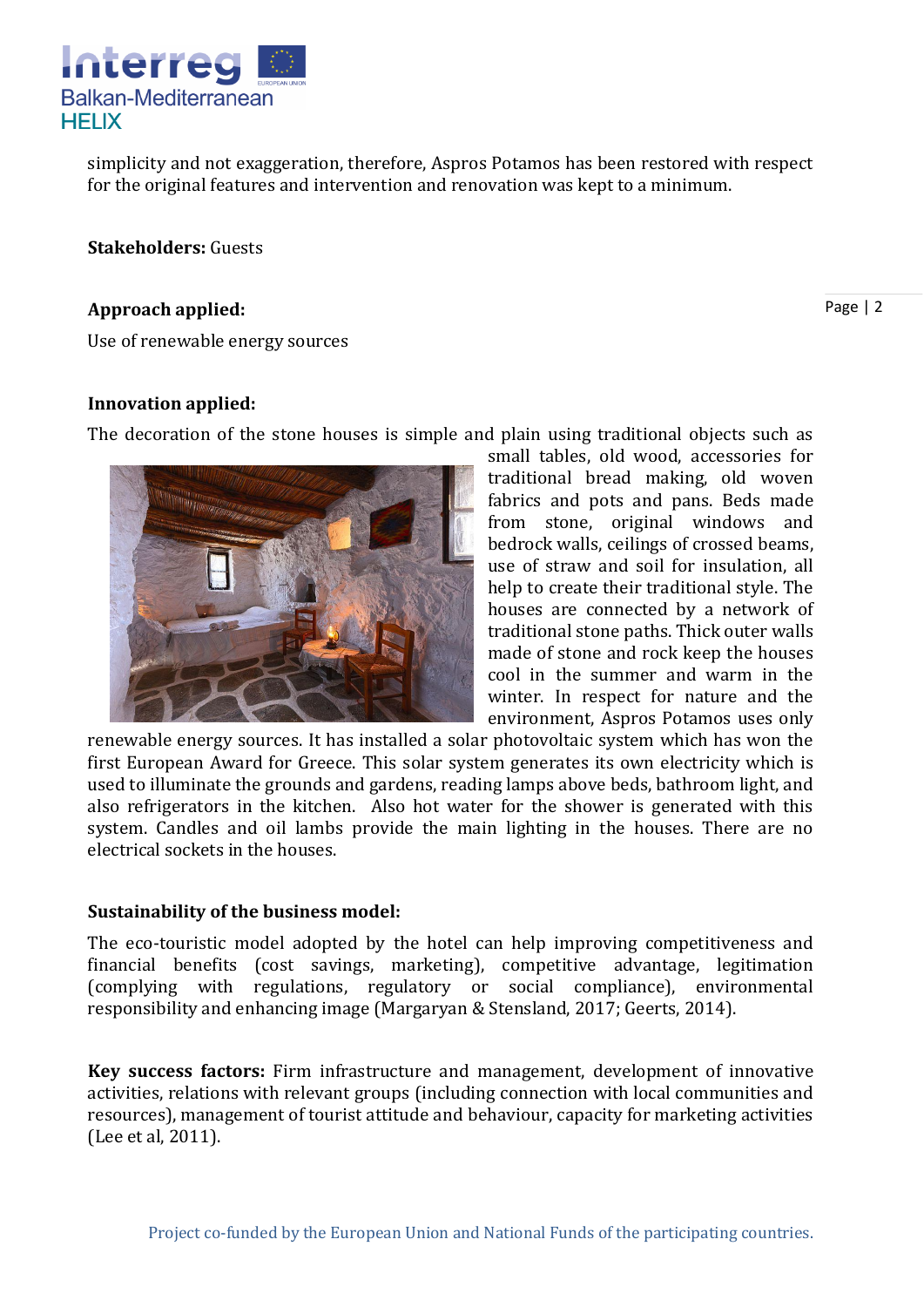simplicity and not exaggeration, therefore, Aspros Potamos has been restored with respect for the original features and intervention and renovation was kept to a minimum.

**Stakeholders:** Guests

**Approach applied:**

Use of renewable energy sources

**Innovation applied:**

The decoration of the stone houses is simple and plain using traditional objects such as small tables, old wood, accessories for traditional bread making, old woven fabrics and pots and pans. Beds made from stone, original windows and bedrock walls, ceilings of crossed beams, use of straw and soil for insulation, all help to create their traditional style. The houses are connected by a network of traditional stone paths. Thick outer walls made of stone and rock keep the houses cool in the summer and warm in the winter. In respect for nature and the environment, Aspros Potamos uses only renewable energy sources. It has installed a solar photovoltaic system which has won the first European Award for Greece. This solar system generates its own electricity which is used to illuminate the grounds and gardens, reading lamps above beds, bathroom light, and also refrigerators in the kitchen. Also hot water for the shower is generated with this system. Candles and oil lambs provide the main lighting in the houses. There are no electrical sockets in the houses.

**Sustainability of the business model:**

The eco-touristic model adopted by the hotel can help improving competitiveness and financial benefits (cost savings, marketing), competitive advantage, legitimation (complying with regulations, regulatory or social compliance), environmental responsibility and enhancing image (Margaryan & Stensland, 2017; Geerts, 2014).

**Key success factors:** Firm infrastructure and management, development of innovative activities, relations with relevant groups (including connection with local communities and resources), management of tourist attitude and behaviour, capacity for marketing activities (Lee et al, 2011).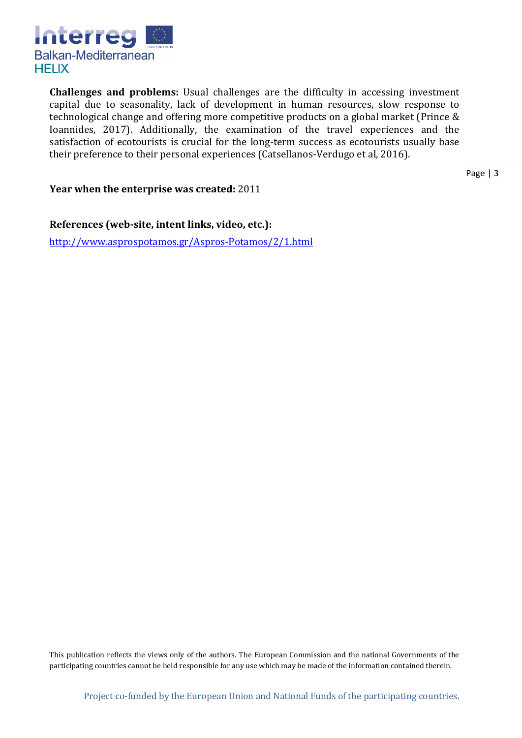**Challenges and problems:** Usual challenges are the difficulty in accessing investment capital due to seasonality, lack of development in human resources, slow response to technological change and offering more competitive products on a global market (Prince & Ioannides, 2017). Additionally, the examination of the travel experiences and the satisfaction of ecotourists is crucial for the long-term success as ecotourists usually base their preference to their personal experiences (Catsellanos-Verdugo et al, 2016).

**Year when the enterprise was created:** 2011

**References (web-site, intent links, video, etc.):**

http://www.asprospotamos.gr/Aspros-Potamos/2/1.html

This publication reflects the views only of the authors. The European Commission and the national Governments of the participating countries cannot be held responsible for any use which may be made of the information contained therein.

Project co-funded by the European Union and National Funds of the participating countries.